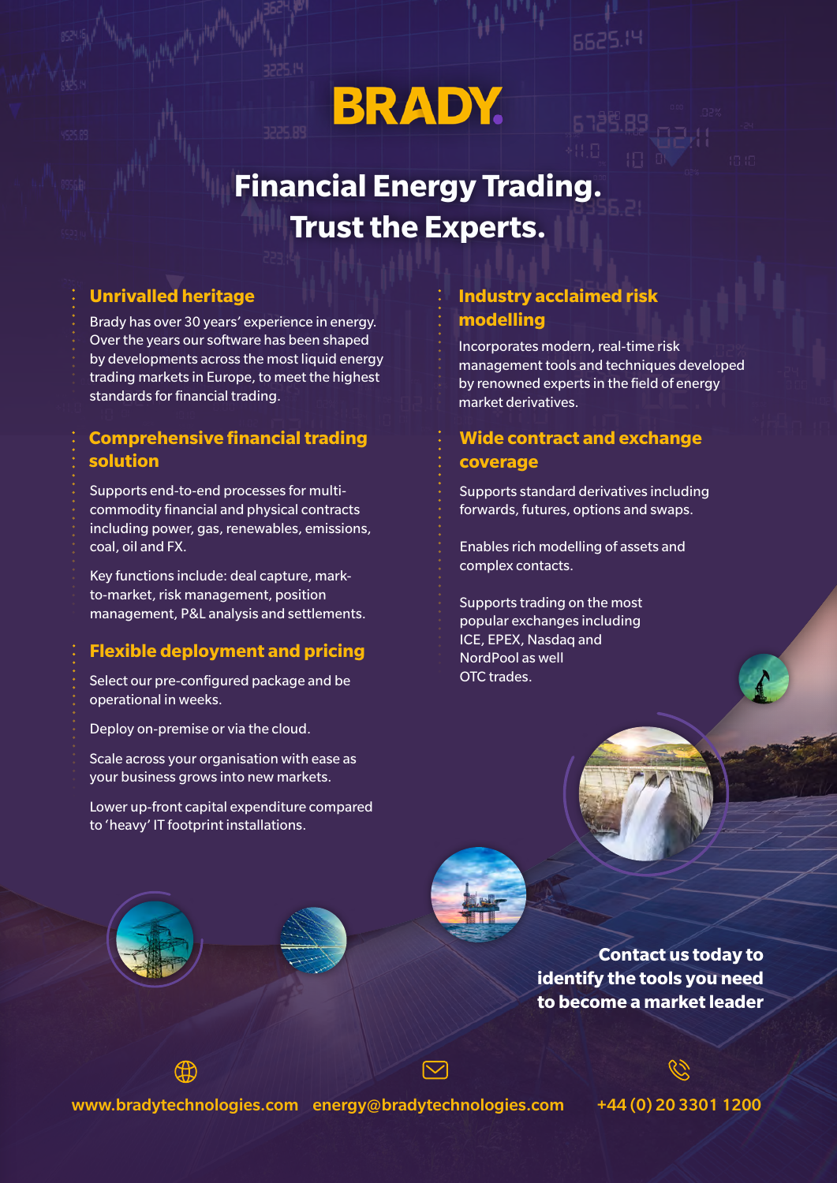# BRADY

## Financial Energy Trading. Trust the Experts.

### Unrivalled heritage

Brady has over 30 years' experience in energy. Over the years our software has been shaped by developments across the most liquid energy trading markets in Europe, to meet the highest standards for financial trading.

### Comprehensive financial trading solution

Supports end-to-end processes for multi-commodity financial and physical contracts including power, gas, renewables, emissions, coal, oil and FX.

Key functions include: deal capture, mark-to-market, risk management, position management, P&L analysis and settlements.

### Flexible deployment and pricing

Select our pre-configured package and be operational in weeks.

Deploy on-premise or via the cloud.

Scale across your organisation with ease as your business grows into new markets.

Lower up-front capital expenditure compared to 'heavy' IT footprint installations.

### Industry acclaimed risk modelling

Incorporates modern, real-time risk management tools and techniques developed by renowned experts in the field of energy market derivatives.

### Wide contract and exchange coverage

Supports standard derivatives including forwards, futures, options and swaps.

Enables rich modelling of assets and complex contacts.

Supports trading on the most popular exchanges including ICE, EPEX, Nasdaq and NordPool as well OTC trades.

**Contact us today to identify the tools you need to become a market leader**

www.bradytechnologies.com energy@bradytechnologies.com +44 (0) 20 3301 1200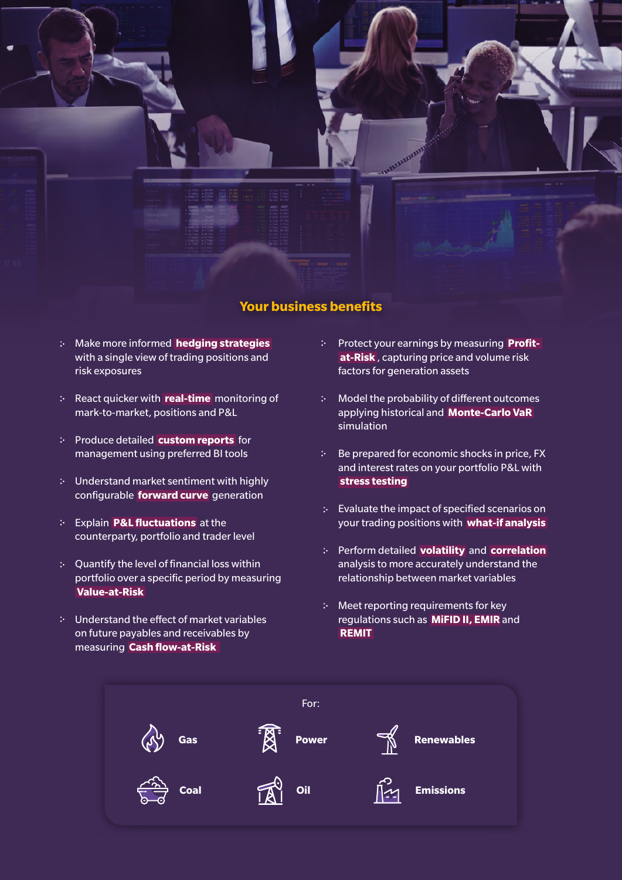## Your business benefits

- Make more informed **hedging strategies** with a single view of trading positions and risk exposures
- React quicker with **real-time** monitoring of mark-to-market, positions and P&L
- Produce detailed **custom reports** for management using preferred BI tools
- Understand market sentiment with highly configurable **forward curve** generation
- Explain **P&L fluctuations** at the counterparty, portfolio and trader level
- Quantify the level of financial loss within portfolio over a specific period by measuring **Value-at-Risk**
- Understand the effect of market variables on future payables and receivables by measuring **Cash flow-at-Risk**
- Protect your earnings by measuring **Profit-at-Risk**, capturing price and volume risk factors for generation assets
- Model the probability of different outcomes applying historical and **Monte-Carlo VaR** simulation
- Be prepared for economic shocks in price, FX and interest rates on your portfolio P&L with **stress testing**
- Evaluate the impact of specified scenarios on your trading positions with **what-if analysis**
- Perform detailed **volatility** and **correlation** analysis to more accurately understand the relationship between market variables
- Meet reporting requirements for key regulations such as **MiFID II, EMIR** and **REMIT**

For:

**Gas**

**Power**

**Renewables**

**Coal**

**Oil**

**Emissions**